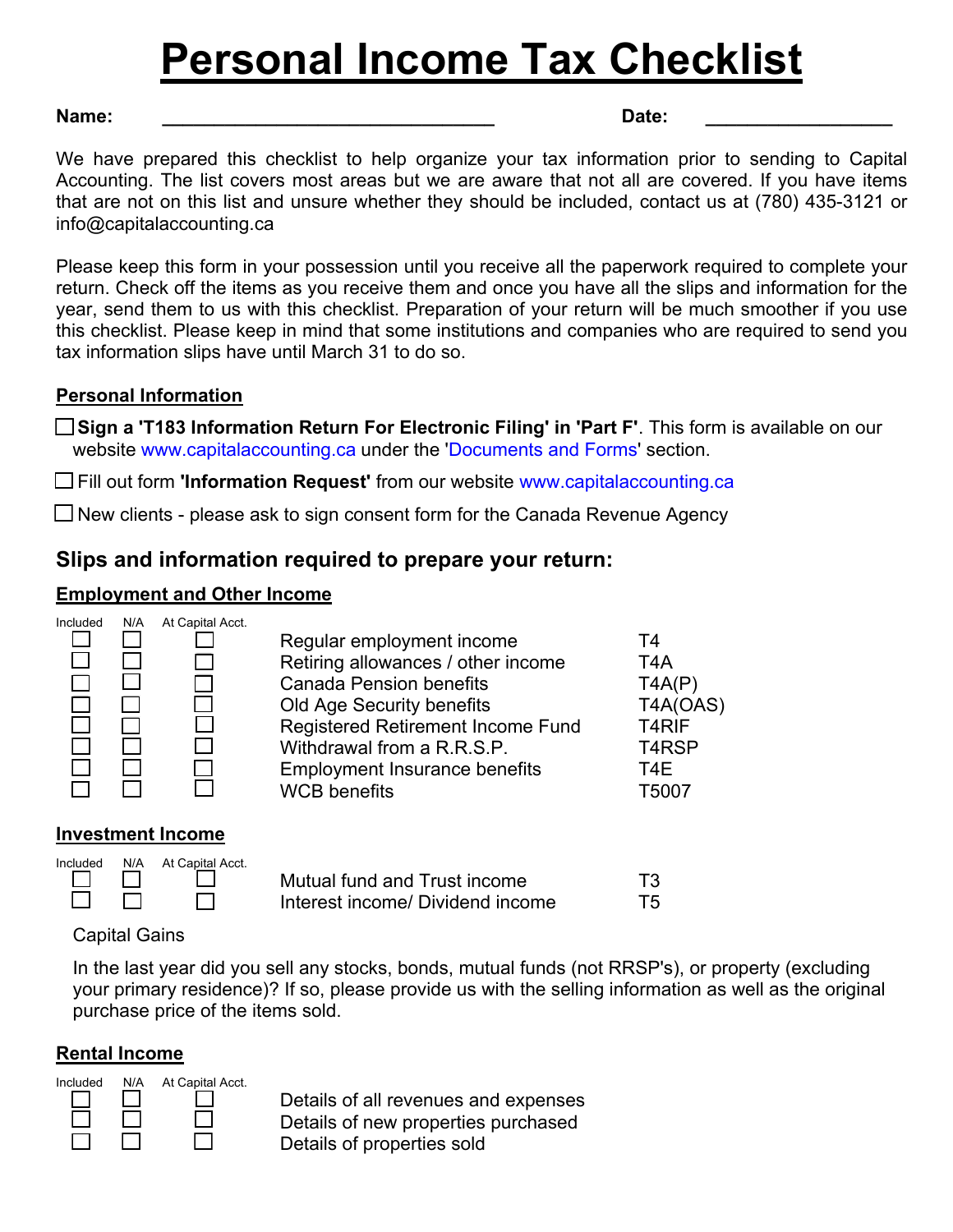# Personal Income Tax Checklist

**Name:** ______________________________ **Date:** ________________

We have prepared this checklist to help organize your tax information prior to sending to Capital Accounting. The list covers most areas but we are aware that not all are covered. If you have items that are not on this list and unsure whether they should be included, contact us at (780) 435-3121 or info@capitalaccounting.ca

Please keep this form in your possession until you receive all the paperwork required to complete your return. Check off the items as you receive them and once you have all the slips and information for the year, send them to us with this checklist. Preparation of your return will be much smoother if you use this checklist. Please keep in mind that some institutions and companies who are required to send you tax information slips have until March 31 to do so.

## Personal Information

- ☐ **Sign a 'T183 Information Return For Electronic Filing' in 'Part F'**. This form is available on our website www.capitalaccounting.ca under the 'Documents and Forms' section.
- ☐ Fill out form **'Information Request'** from our website www.capitalaccounting.ca
- ☐ New clients - please ask to sign consent form for the Canada Revenue Agency

## Slips and information required to prepare your return:

### Employment and Other Income

| Included | N/A | At Capital Acct. | | |
|---|---|---|---|---|
| ☐ | ☐ | ☐ | Regular employment income | T4 |
| ☐ | ☐ | ☐ | Retiring allowances / other income | T4A |
| ☐ | ☐ | ☐ | Canada Pension benefits | T4A(P) |
| ☐ | ☐ | ☐ | Old Age Security benefits | T4A(OAS) |
| ☐ | ☐ | ☐ | Registered Retirement Income Fund | T4RIF |
| ☐ | ☐ | ☐ | Withdrawal from a R.R.S.P. | T4RSP |
| ☐ | ☐ | ☐ | Employment Insurance benefits | T4E |
| ☐ | ☐ | ☐ | WCB benefits | T5007 |

### Investment Income

| Included | N/A | At Capital Acct. | | |
|---|---|---|---|---|
| ☐ | ☐ | ☐ | Mutual fund and Trust income | T3 |
| ☐ | ☐ | ☐ | Interest income/ Dividend income | T5 |

Capital Gains

In the last year did you sell any stocks, bonds, mutual funds (not RRSP's), or property (excluding your primary residence)? If so, please provide us with the selling information as well as the original purchase price of the items sold.

### Rental Income

| Included | N/A | At Capital Acct. | |
|---|---|---|---|
| ☐ | ☐ | ☐ | Details of all revenues and expenses |
| ☐ | ☐ | ☐ | Details of new properties purchased |
| ☐ | ☐ | ☐ | Details of properties sold |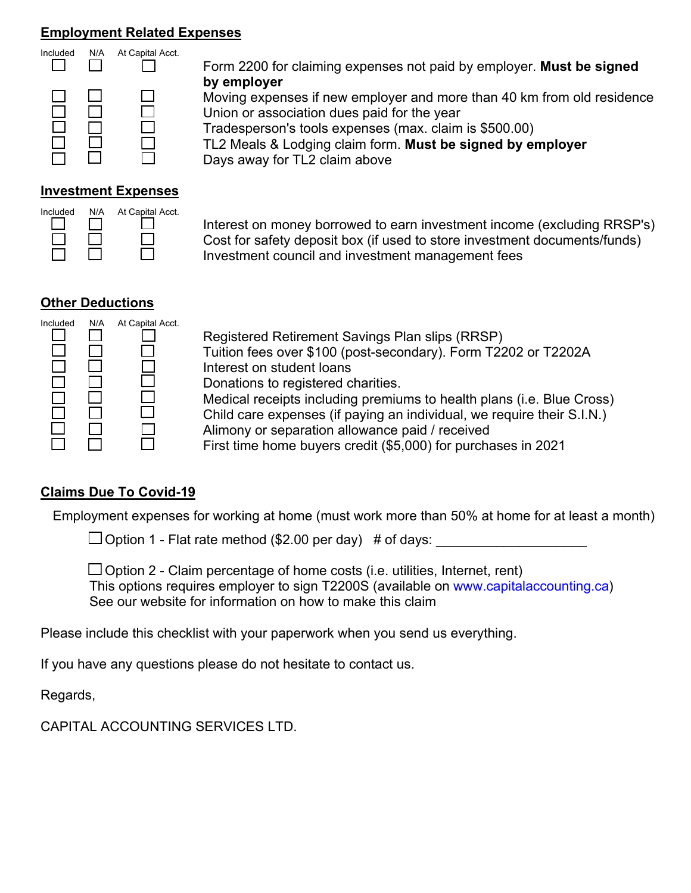## Employment Related Expenses

| Included | N/A | At Capital Acct. | |
|---|---|---|---|
| ☐ | ☐ | ☐ | Form 2200 for claiming expenses not paid by employer. **Must be signed by employer** |
| ☐ | ☐ | ☐ | Moving expenses if new employer and more than 40 km from old residence |
| ☐ | ☐ | ☐ | Union or association dues paid for the year |
| ☐ | ☐ | ☐ | Tradesperson's tools expenses (max. claim is $500.00) |
| ☐ | ☐ | ☐ | TL2 Meals & Lodging claim form. **Must be signed by employer** |
| ☐ | ☐ | ☐ | Days away for TL2 claim above |

## Investment Expenses

| Included | N/A | At Capital Acct. | |
|---|---|---|---|
| ☐ | ☐ | ☐ | Interest on money borrowed to earn investment income (excluding RRSP's) |
| ☐ | ☐ | ☐ | Cost for safety deposit box (if used to store investment documents/funds) |
| ☐ | ☐ | ☐ | Investment council and investment management fees |

## Other Deductions

| Included | N/A | At Capital Acct. | |
|---|---|---|---|
| ☐ | ☐ | ☐ | Registered Retirement Savings Plan slips (RRSP) |
| ☐ | ☐ | ☐ | Tuition fees over $100 (post-secondary). Form T2202 or T2202A |
| ☐ | ☐ | ☐ | Interest on student loans |
| ☐ | ☐ | ☐ | Donations to registered charities. |
| ☐ | ☐ | ☐ | Medical receipts including premiums to health plans (i.e. Blue Cross) |
| ☐ | ☐ | ☐ | Child care expenses (if paying an individual, we require their S.I.N.) |
| ☐ | ☐ | ☐ | Alimony or separation allowance paid / received |
| ☐ | ☐ | ☐ | First time home buyers credit ($5,000) for purchases in 2021 |

## Claims Due To Covid-19

Employment expenses for working at home (must work more than 50% at home for at least a month)

☐ Option 1 - Flat rate method ($2.00 per day) # of days: ____________________

☐ Option 2 - Claim percentage of home costs (i.e. utilities, Internet, rent)
This options requires employer to sign T2200S (available on www.capitalaccounting.ca)
See our website for information on how to make this claim

Please include this checklist with your paperwork when you send us everything.

If you have any questions please do not hesitate to contact us.

Regards,

CAPITAL ACCOUNTING SERVICES LTD.